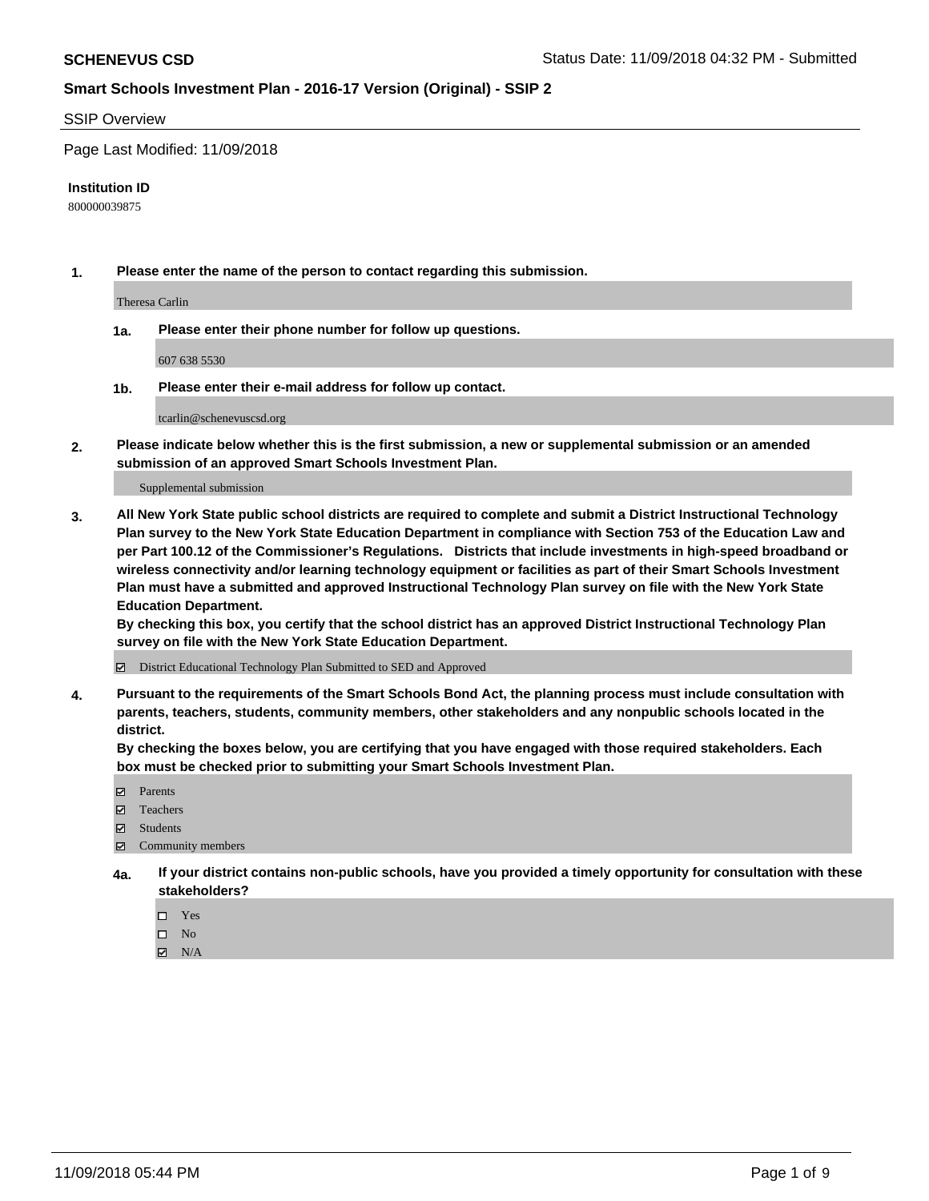**SCHENEVUS CSD** Status Date: 11/09/2018 04:32 PM - Submitted

**Smart Schools Investment Plan - 2016-17 Version (Original) - SSIP 2**

SSIP Overview

Page Last Modified: 11/09/2018

**Institution ID**

800000039875

**1. Please enter the name of the person to contact regarding this submission.**

Theresa Carlin

**1a. Please enter their phone number for follow up questions.**

607 638 5530

**1b. Please enter their e-mail address for follow up contact.**

tcarlin@schenevuscsd.org

**2. Please indicate below whether this is the first submission, a new or supplemental submission or an amended submission of an approved Smart Schools Investment Plan.**

Supplemental submission

**3. All New York State public school districts are required to complete and submit a District Instructional Technology Plan survey to the New York State Education Department in compliance with Section 753 of the Education Law and per Part 100.12 of the Commissioner's Regulations. Districts that include investments in high-speed broadband or wireless connectivity and/or learning technology equipment or facilities as part of their Smart Schools Investment Plan must have a submitted and approved Instructional Technology Plan survey on file with the New York State Education Department.**

**By checking this box, you certify that the school district has an approved District Instructional Technology Plan survey on file with the New York State Education Department.**

☑ District Educational Technology Plan Submitted to SED and Approved

**4. Pursuant to the requirements of the Smart Schools Bond Act, the planning process must include consultation with parents, teachers, students, community members, other stakeholders and any nonpublic schools located in the district.**

**By checking the boxes below, you are certifying that you have engaged with those required stakeholders. Each box must be checked prior to submitting your Smart Schools Investment Plan.**

- ☑ Parents
- ☑ Teachers
- ☑ Students
- ☑ Community members

**4a. If your district contains non-public schools, have you provided a timely opportunity for consultation with these stakeholders?**

- ☐ Yes
- ☐ No
- ☑ N/A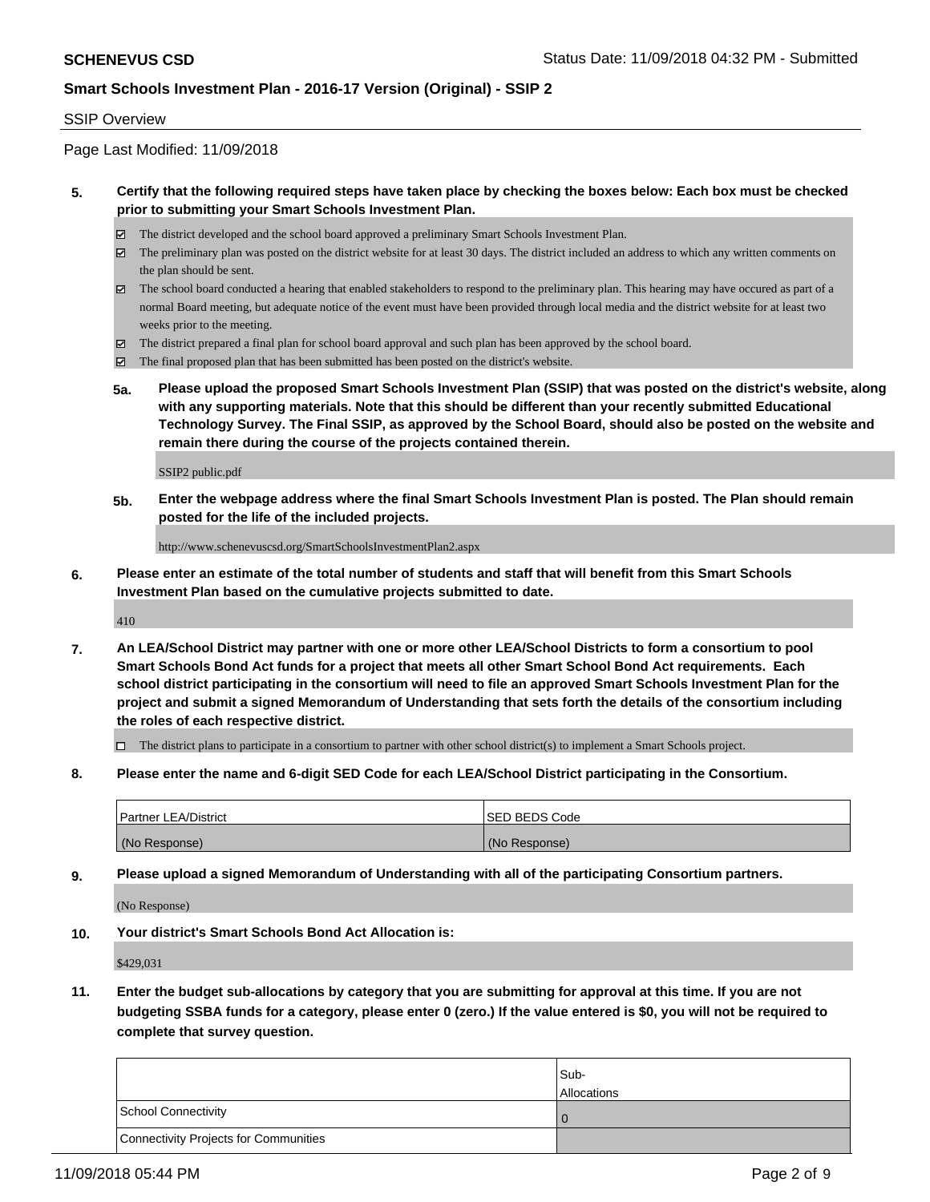SSIP Overview

Page Last Modified: 11/09/2018

**5. Certify that the following required steps have taken place by checking the boxes below: Each box must be checked prior to submitting your Smart Schools Investment Plan.**

- ☑ The district developed and the school board approved a preliminary Smart Schools Investment Plan.
- ☑ The preliminary plan was posted on the district website for at least 30 days. The district included an address to which any written comments on the plan should be sent.
- ☑ The school board conducted a hearing that enabled stakeholders to respond to the preliminary plan. This hearing may have occured as part of a normal Board meeting, but adequate notice of the event must have been provided through local media and the district website for at least two weeks prior to the meeting.
- ☑ The district prepared a final plan for school board approval and such plan has been approved by the school board.
- ☑ The final proposed plan that has been submitted has been posted on the district's website.

**5a. Please upload the proposed Smart Schools Investment Plan (SSIP) that was posted on the district's website, along with any supporting materials. Note that this should be different than your recently submitted Educational Technology Survey. The Final SSIP, as approved by the School Board, should also be posted on the website and remain there during the course of the projects contained therein.**

SSIP2 public.pdf

**5b. Enter the webpage address where the final Smart Schools Investment Plan is posted. The Plan should remain posted for the life of the included projects.**

http://www.schenevuscsd.org/SmartSchoolsInvestmentPlan2.aspx

**6. Please enter an estimate of the total number of students and staff that will benefit from this Smart Schools Investment Plan based on the cumulative projects submitted to date.**

410

**7. An LEA/School District may partner with one or more other LEA/School Districts to form a consortium to pool Smart Schools Bond Act funds for a project that meets all other Smart School Bond Act requirements. Each school district participating in the consortium will need to file an approved Smart Schools Investment Plan for the project and submit a signed Memorandum of Understanding that sets forth the details of the consortium including the roles of each respective district.**

- ☐ The district plans to participate in a consortium to partner with other school district(s) to implement a Smart Schools project.

**8. Please enter the name and 6-digit SED Code for each LEA/School District participating in the Consortium.**

| Partner LEA/District | SED BEDS Code |
|---|---|
| (No Response) | (No Response) |

**9. Please upload a signed Memorandum of Understanding with all of the participating Consortium partners.**

(No Response)

**10. Your district's Smart Schools Bond Act Allocation is:**

$429,031

**11. Enter the budget sub-allocations by category that you are submitting for approval at this time. If you are not budgeting SSBA funds for a category, please enter 0 (zero.) If the value entered is $0, you will not be required to complete that survey question.**

| | Sub-Allocations |
|---|---|
| School Connectivity | 0 |
| Connectivity Projects for Communities | |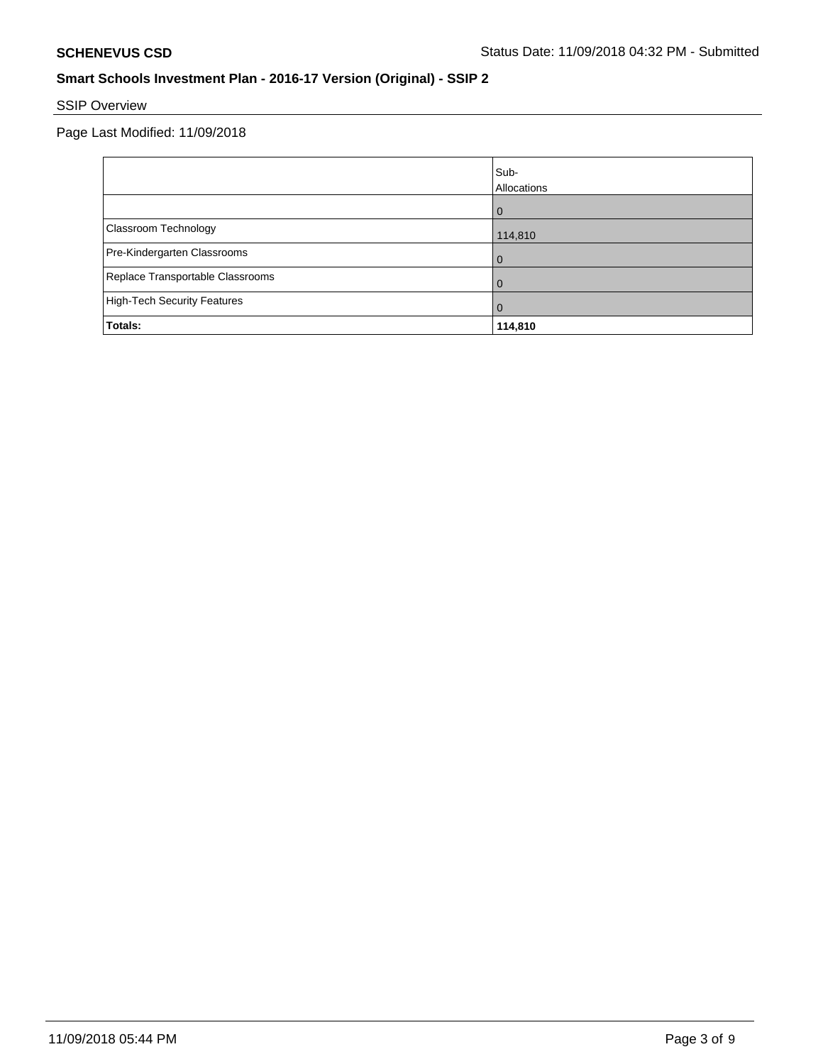**SCHENEVUS CSD**

Status Date: 11/09/2018 04:32 PM - Submitted

## Smart Schools Investment Plan - 2016-17 Version (Original) - SSIP 2

SSIP Overview

Page Last Modified: 11/09/2018

| | Sub-Allocations |
|---|---|
| | 0 |
| Classroom Technology | 114,810 |
| Pre-Kindergarten Classrooms | 0 |
| Replace Transportable Classrooms | 0 |
| High-Tech Security Features | 0 |
| **Totals:** | **114,810** |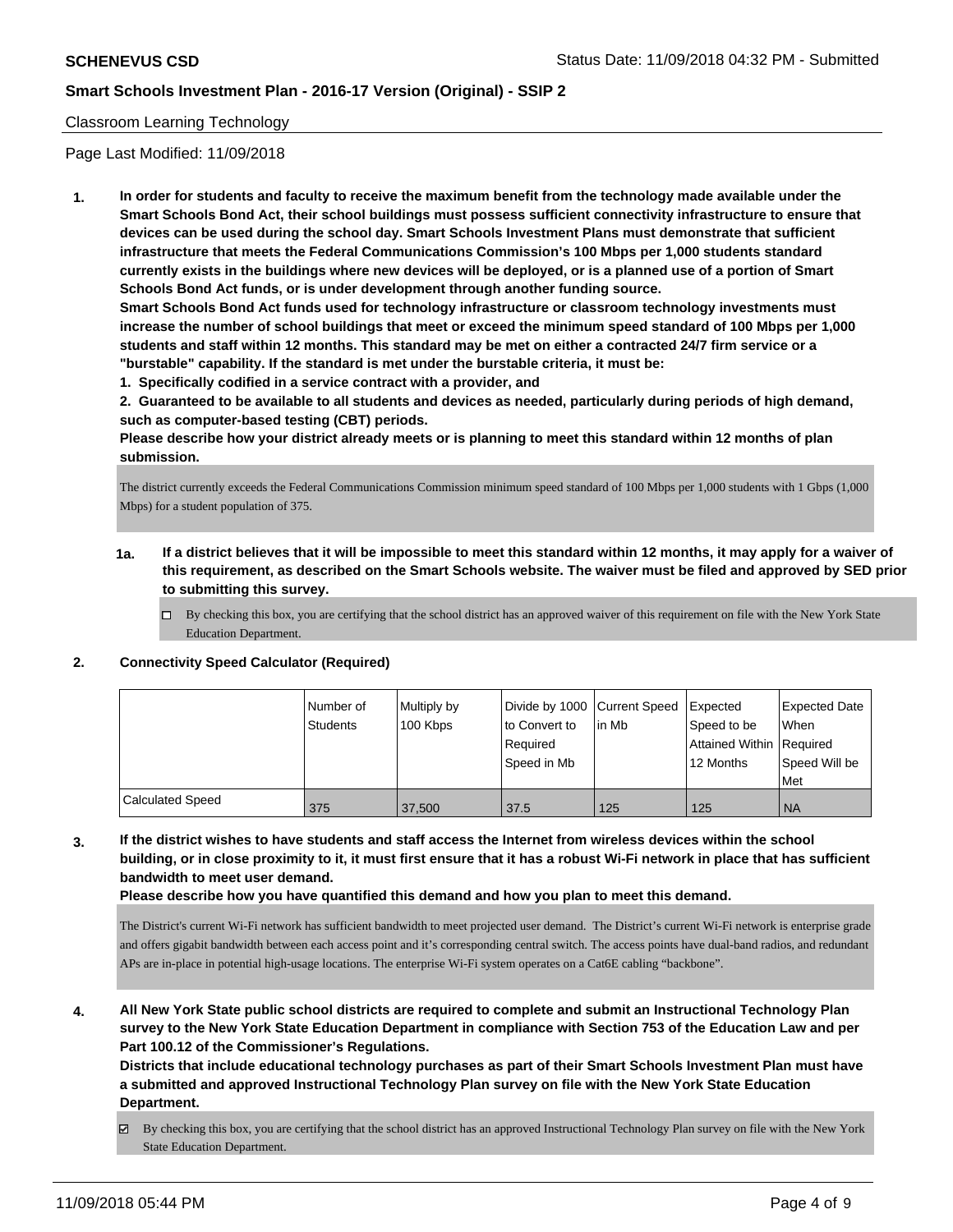Classroom Learning Technology

Page Last Modified: 11/09/2018

1. **In order for students and faculty to receive the maximum benefit from the technology made available under the Smart Schools Bond Act, their school buildings must possess sufficient connectivity infrastructure to ensure that devices can be used during the school day. Smart Schools Investment Plans must demonstrate that sufficient infrastructure that meets the Federal Communications Commission's 100 Mbps per 1,000 students standard currently exists in the buildings where new devices will be deployed, or is a planned use of a portion of Smart Schools Bond Act funds, or is under development through another funding source.**
   **Smart Schools Bond Act funds used for technology infrastructure or classroom technology investments must increase the number of school buildings that meet or exceed the minimum speed standard of 100 Mbps per 1,000 students and staff within 12 months. This standard may be met on either a contracted 24/7 firm service or a "burstable" capability. If the standard is met under the burstable criteria, it must be:**
   **1. Specifically codified in a service contract with a provider, and**
   **2. Guaranteed to be available to all students and devices as needed, particularly during periods of high demand, such as computer-based testing (CBT) periods.**
   **Please describe how your district already meets or is planning to meet this standard within 12 months of plan submission.**

   The district currently exceeds the Federal Communications Commission minimum speed standard of 100 Mbps per 1,000 students with 1 Gbps (1,000 Mbps) for a student population of 375.

   **1a. If a district believes that it will be impossible to meet this standard within 12 months, it may apply for a waiver of this requirement, as described on the Smart Schools website. The waiver must be filed and approved by SED prior to submitting this survey.**

   ☐ By checking this box, you are certifying that the school district has an approved waiver of this requirement on file with the New York State Education Department.

2. **Connectivity Speed Calculator (Required)**

| | Number of Students | Multiply by 100 Kbps | Divide by 1000 to Convert to Required Speed in Mb | Current Speed in Mb | Expected Speed to be Attained Within 12 Months | Expected Date When Required Speed Will be Met |
|---|---|---|---|---|---|---|
| Calculated Speed | 375 | 37,500 | 37.5 | 125 | 125 | NA |

3. **If the district wishes to have students and staff access the Internet from wireless devices within the school building, or in close proximity to it, it must first ensure that it has a robust Wi-Fi network in place that has sufficient bandwidth to meet user demand.**
   **Please describe how you have quantified this demand and how you plan to meet this demand.**

   The District's current Wi-Fi network has sufficient bandwidth to meet projected user demand. The District's current Wi-Fi network is enterprise grade and offers gigabit bandwidth between each access point and it's corresponding central switch. The access points have dual-band radios, and redundant APs are in-place in potential high-usage locations. The enterprise Wi-Fi system operates on a Cat6E cabling "backbone".

4. **All New York State public school districts are required to complete and submit an Instructional Technology Plan survey to the New York State Education Department in compliance with Section 753 of the Education Law and per Part 100.12 of the Commissioner's Regulations.**
   **Districts that include educational technology purchases as part of their Smart Schools Investment Plan must have a submitted and approved Instructional Technology Plan survey on file with the New York State Education Department.**

   ☑ By checking this box, you are certifying that the school district has an approved Instructional Technology Plan survey on file with the New York State Education Department.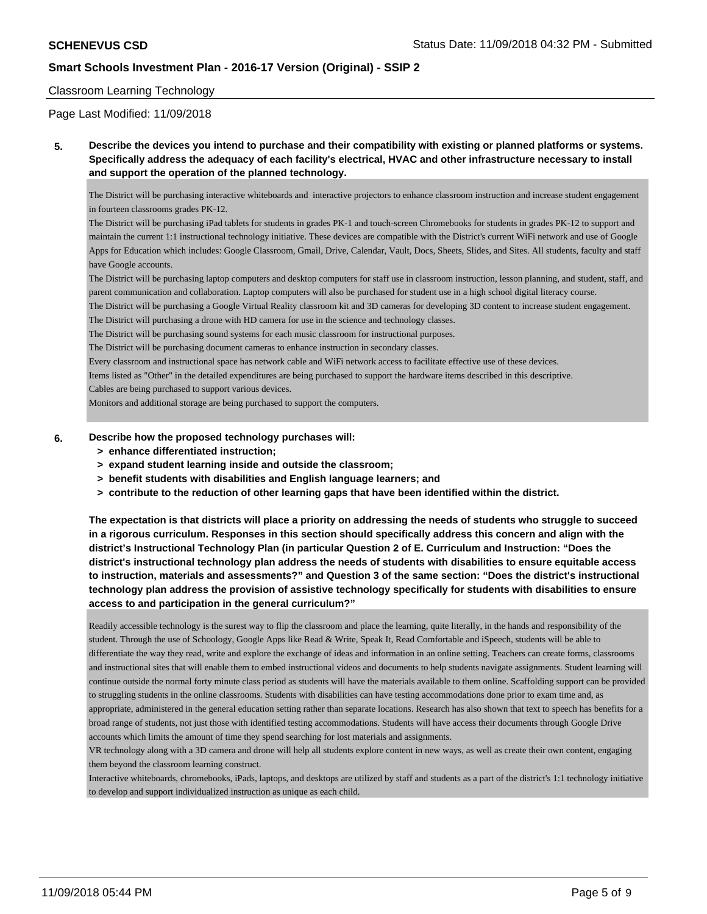Classroom Learning Technology

Page Last Modified: 11/09/2018

**5. Describe the devices you intend to purchase and their compatibility with existing or planned platforms or systems. Specifically address the adequacy of each facility's electrical, HVAC and other infrastructure necessary to install and support the operation of the planned technology.**

The District will be purchasing interactive whiteboards and interactive projectors to enhance classroom instruction and increase student engagement in fourteen classrooms grades PK-12.
The District will be purchasing iPad tablets for students in grades PK-1 and touch-screen Chromebooks for students in grades PK-12 to support and maintain the current 1:1 instructional technology initiative. These devices are compatible with the District's current WiFi network and use of Google Apps for Education which includes: Google Classroom, Gmail, Drive, Calendar, Vault, Docs, Sheets, Slides, and Sites. All students, faculty and staff have Google accounts.
The District will be purchasing laptop computers and desktop computers for staff use in classroom instruction, lesson planning, and student, staff, and parent communication and collaboration. Laptop computers will also be purchased for student use in a high school digital literacy course.
The District will be purchasing a Google Virtual Reality classroom kit and 3D cameras for developing 3D content to increase student engagement.
The District will purchasing a drone with HD camera for use in the science and technology classes.
The District will be purchasing sound systems for each music classroom for instructional purposes.
The District will be purchasing document cameras to enhance instruction in secondary classes.
Every classroom and instructional space has network cable and WiFi network access to facilitate effective use of these devices.
Items listed as "Other" in the detailed expenditures are being purchased to support the hardware items described in this descriptive.
Cables are being purchased to support various devices.
Monitors and additional storage are being purchased to support the computers.

**6. Describe how the proposed technology purchases will:**
- **> enhance differentiated instruction;**
- **> expand student learning inside and outside the classroom;**
- **> benefit students with disabilities and English language learners; and**
- **> contribute to the reduction of other learning gaps that have been identified within the district.**

**The expectation is that districts will place a priority on addressing the needs of students who struggle to succeed in a rigorous curriculum. Responses in this section should specifically address this concern and align with the district's Instructional Technology Plan (in particular Question 2 of E. Curriculum and Instruction: "Does the district's instructional technology plan address the needs of students with disabilities to ensure equitable access to instruction, materials and assessments?" and Question 3 of the same section: "Does the district's instructional technology plan address the provision of assistive technology specifically for students with disabilities to ensure access to and participation in the general curriculum?"**

Readily accessible technology is the surest way to flip the classroom and place the learning, quite literally, in the hands and responsibility of the student. Through the use of Schoology, Google Apps like Read & Write, Speak It, Read Comfortable and iSpeech, students will be able to differentiate the way they read, write and explore the exchange of ideas and information in an online setting. Teachers can create forms, classrooms and instructional sites that will enable them to embed instructional videos and documents to help students navigate assignments. Student learning will continue outside the normal forty minute class period as students will have the materials available to them online. Scaffolding support can be provided to struggling students in the online classrooms. Students with disabilities can have testing accommodations done prior to exam time and, as appropriate, administered in the general education setting rather than separate locations. Research has also shown that text to speech has benefits for a broad range of students, not just those with identified testing accommodations. Students will have access their documents through Google Drive accounts which limits the amount of time they spend searching for lost materials and assignments.
VR technology along with a 3D camera and drone will help all students explore content in new ways, as well as create their own content, engaging them beyond the classroom learning construct.
Interactive whiteboards, chromebooks, iPads, laptops, and desktops are utilized by staff and students as a part of the district's 1:1 technology initiative to develop and support individualized instruction as unique as each child.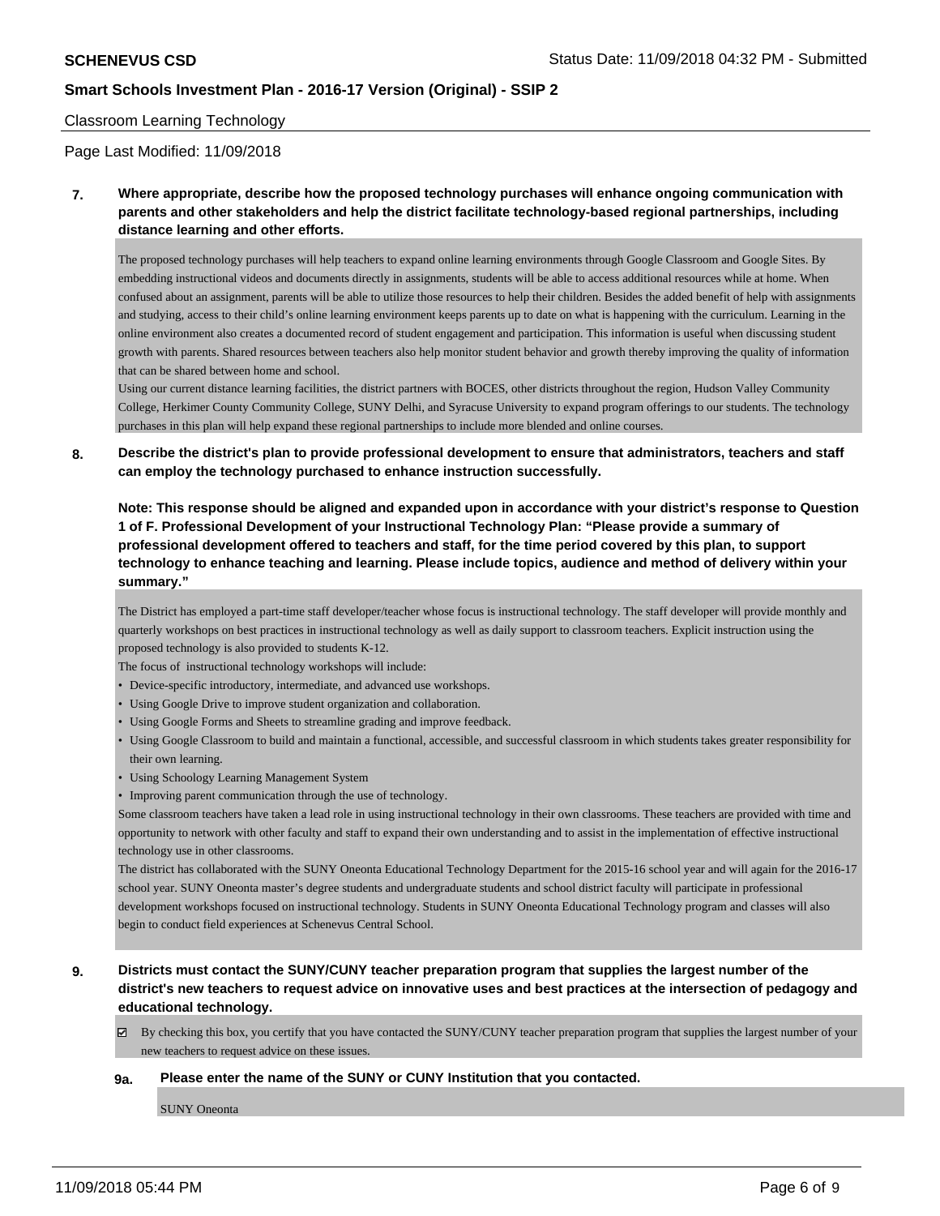Classroom Learning Technology

Page Last Modified: 11/09/2018

**7. Where appropriate, describe how the proposed technology purchases will enhance ongoing communication with parents and other stakeholders and help the district facilitate technology-based regional partnerships, including distance learning and other efforts.**

The proposed technology purchases will help teachers to expand online learning environments through Google Classroom and Google Sites. By embedding instructional videos and documents directly in assignments, students will be able to access additional resources while at home. When confused about an assignment, parents will be able to utilize those resources to help their children. Besides the added benefit of help with assignments and studying, access to their child's online learning environment keeps parents up to date on what is happening with the curriculum. Learning in the online environment also creates a documented record of student engagement and participation. This information is useful when discussing student growth with parents. Shared resources between teachers also help monitor student behavior and growth thereby improving the quality of information that can be shared between home and school.

Using our current distance learning facilities, the district partners with BOCES, other districts throughout the region, Hudson Valley Community College, Herkimer County Community College, SUNY Delhi, and Syracuse University to expand program offerings to our students. The technology purchases in this plan will help expand these regional partnerships to include more blended and online courses.

**8. Describe the district's plan to provide professional development to ensure that administrators, teachers and staff can employ the technology purchased to enhance instruction successfully.**

**Note: This response should be aligned and expanded upon in accordance with your district's response to Question 1 of F. Professional Development of your Instructional Technology Plan: "Please provide a summary of professional development offered to teachers and staff, for the time period covered by this plan, to support technology to enhance teaching and learning. Please include topics, audience and method of delivery within your summary."**

The District has employed a part-time staff developer/teacher whose focus is instructional technology. The staff developer will provide monthly and quarterly workshops on best practices in instructional technology as well as daily support to classroom teachers. Explicit instruction using the proposed technology is also provided to students K-12.

The focus of instructional technology workshops will include:

- Device-specific introductory, intermediate, and advanced use workshops.
- Using Google Drive to improve student organization and collaboration.
- Using Google Forms and Sheets to streamline grading and improve feedback.
- Using Google Classroom to build and maintain a functional, accessible, and successful classroom in which students takes greater responsibility for their own learning.
- Using Schoology Learning Management System
- Improving parent communication through the use of technology.

Some classroom teachers have taken a lead role in using instructional technology in their own classrooms. These teachers are provided with time and opportunity to network with other faculty and staff to expand their own understanding and to assist in the implementation of effective instructional technology use in other classrooms.

The district has collaborated with the SUNY Oneonta Educational Technology Department for the 2015-16 school year and will again for the 2016-17 school year. SUNY Oneonta master's degree students and undergraduate students and school district faculty will participate in professional development workshops focused on instructional technology. Students in SUNY Oneonta Educational Technology program and classes will also begin to conduct field experiences at Schenevus Central School.

**9. Districts must contact the SUNY/CUNY teacher preparation program that supplies the largest number of the district's new teachers to request advice on innovative uses and best practices at the intersection of pedagogy and educational technology.**

☑ By checking this box, you certify that you have contacted the SUNY/CUNY teacher preparation program that supplies the largest number of your new teachers to request advice on these issues.

**9a. Please enter the name of the SUNY or CUNY Institution that you contacted.**

SUNY Oneonta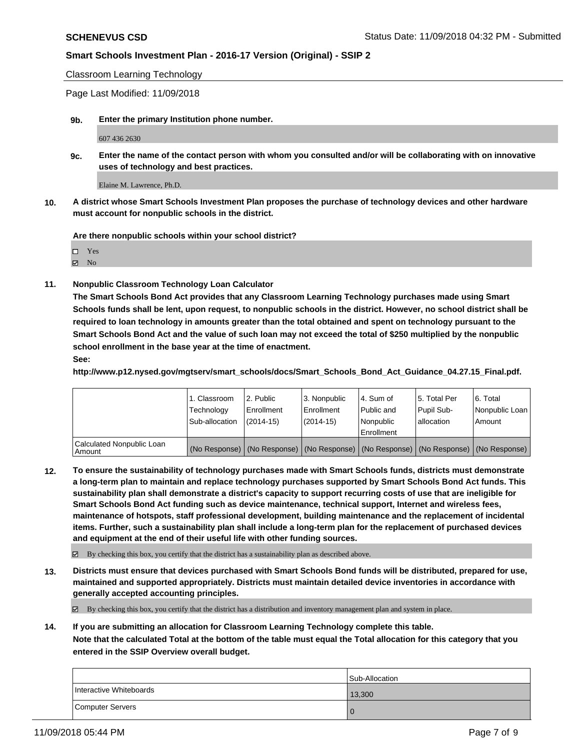Classroom Learning Technology

Page Last Modified: 11/09/2018

**9b. Enter the primary Institution phone number.**

607 436 2630

**9c. Enter the name of the contact person with whom you consulted and/or will be collaborating with on innovative uses of technology and best practices.**

Elaine M. Lawrence, Ph.D.

**10. A district whose Smart Schools Investment Plan proposes the purchase of technology devices and other hardware must account for nonpublic schools in the district.**

**Are there nonpublic schools within your school district?**

- ☐ Yes
- ☑ No

**11. Nonpublic Classroom Technology Loan Calculator**

**The Smart Schools Bond Act provides that any Classroom Learning Technology purchases made using Smart Schools funds shall be lent, upon request, to nonpublic schools in the district. However, no school district shall be required to loan technology in amounts greater than the total obtained and spent on technology pursuant to the Smart Schools Bond Act and the value of such loan may not exceed the total of $250 multiplied by the nonpublic school enrollment in the base year at the time of enactment.**

**See:**

**http://www.p12.nysed.gov/mgtserv/smart_schools/docs/Smart_Schools_Bond_Act_Guidance_04.27.15_Final.pdf.**

| | 1. Classroom Technology Sub-allocation | 2. Public Enrollment (2014-15) | 3. Nonpublic Enrollment (2014-15) | 4. Sum of Public and Nonpublic Enrollment | 5. Total Per Pupil Sub-allocation | 6. Total Nonpublic Loan Amount |
|---|---|---|---|---|---|---|
| Calculated Nonpublic Loan Amount | (No Response) | (No Response) | (No Response) | (No Response) | (No Response) | (No Response) |

**12. To ensure the sustainability of technology purchases made with Smart Schools funds, districts must demonstrate a long-term plan to maintain and replace technology purchases supported by Smart Schools Bond Act funds. This sustainability plan shall demonstrate a district's capacity to support recurring costs of use that are ineligible for Smart Schools Bond Act funding such as device maintenance, technical support, Internet and wireless fees, maintenance of hotspots, staff professional development, building maintenance and the replacement of incidental items. Further, such a sustainability plan shall include a long-term plan for the replacement of purchased devices and equipment at the end of their useful life with other funding sources.**

☑ By checking this box, you certify that the district has a sustainability plan as described above.

**13. Districts must ensure that devices purchased with Smart Schools Bond funds will be distributed, prepared for use, maintained and supported appropriately. Districts must maintain detailed device inventories in accordance with generally accepted accounting principles.**

☑ By checking this box, you certify that the district has a distribution and inventory management plan and system in place.

**14. If you are submitting an allocation for Classroom Learning Technology complete this table.**
**Note that the calculated Total at the bottom of the table must equal the Total allocation for this category that you entered in the SSIP Overview overall budget.**

| | Sub-Allocation |
|---|---|
| Interactive Whiteboards | 13,300 |
| Computer Servers | 0 |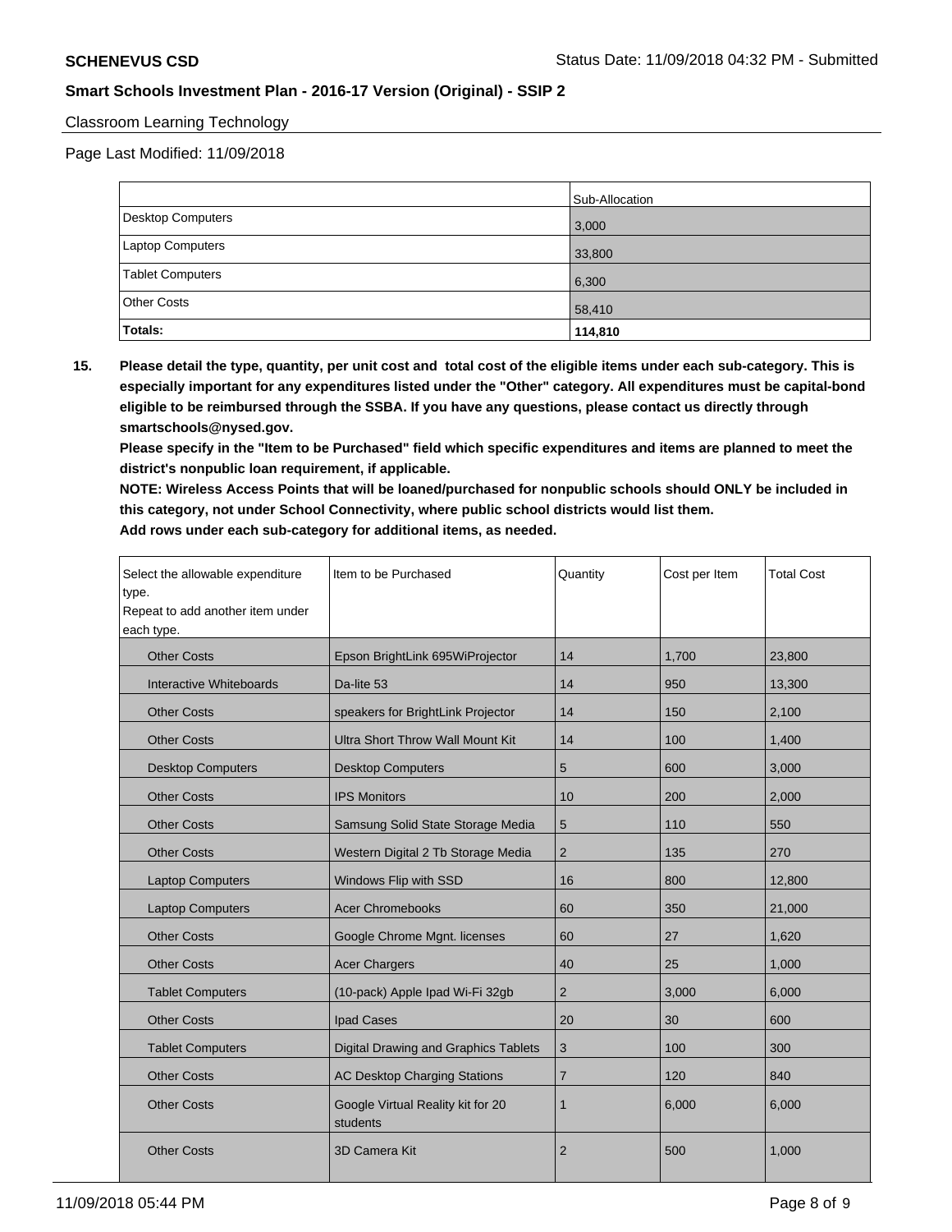Classroom Learning Technology

Page Last Modified: 11/09/2018

| | Sub-Allocation |
|---|---|
| Desktop Computers | 3,000 |
| Laptop Computers | 33,800 |
| Tablet Computers | 6,300 |
| Other Costs | 58,410 |
| **Totals:** | **114,810** |

**15. Please detail the type, quantity, per unit cost and total cost of the eligible items under each sub-category. This is especially important for any expenditures listed under the "Other" category. All expenditures must be capital-bond eligible to be reimbursed through the SSBA. If you have any questions, please contact us directly through smartschools@nysed.gov.**

**Please specify in the "Item to be Purchased" field which specific expenditures and items are planned to meet the district's nonpublic loan requirement, if applicable.**

**NOTE: Wireless Access Points that will be loaned/purchased for nonpublic schools should ONLY be included in this category, not under School Connectivity, where public school districts would list them.**

**Add rows under each sub-category for additional items, as needed.**

| Select the allowable expenditure type. Repeat to add another item under each type. | Item to be Purchased | Quantity | Cost per Item | Total Cost |
|---|---|---|---|---|
| Other Costs | Epson BrightLink 695WiProjector | 14 | 1,700 | 23,800 |
| Interactive Whiteboards | Da-lite 53 | 14 | 950 | 13,300 |
| Other Costs | speakers for BrightLink Projector | 14 | 150 | 2,100 |
| Other Costs | Ultra Short Throw Wall Mount Kit | 14 | 100 | 1,400 |
| Desktop Computers | Desktop Computers | 5 | 600 | 3,000 |
| Other Costs | IPS Monitors | 10 | 200 | 2,000 |
| Other Costs | Samsung Solid State Storage Media | 5 | 110 | 550 |
| Other Costs | Western Digital 2 Tb Storage Media | 2 | 135 | 270 |
| Laptop Computers | Windows Flip with SSD | 16 | 800 | 12,800 |
| Laptop Computers | Acer Chromebooks | 60 | 350 | 21,000 |
| Other Costs | Google Chrome Mgnt. licenses | 60 | 27 | 1,620 |
| Other Costs | Acer Chargers | 40 | 25 | 1,000 |
| Tablet Computers | (10-pack) Apple Ipad Wi-Fi 32gb | 2 | 3,000 | 6,000 |
| Other Costs | Ipad Cases | 20 | 30 | 600 |
| Tablet Computers | Digital Drawing and Graphics Tablets | 3 | 100 | 300 |
| Other Costs | AC Desktop Charging Stations | 7 | 120 | 840 |
| Other Costs | Google Virtual Reality kit for 20 students | 1 | 6,000 | 6,000 |
| Other Costs | 3D Camera Kit | 2 | 500 | 1,000 |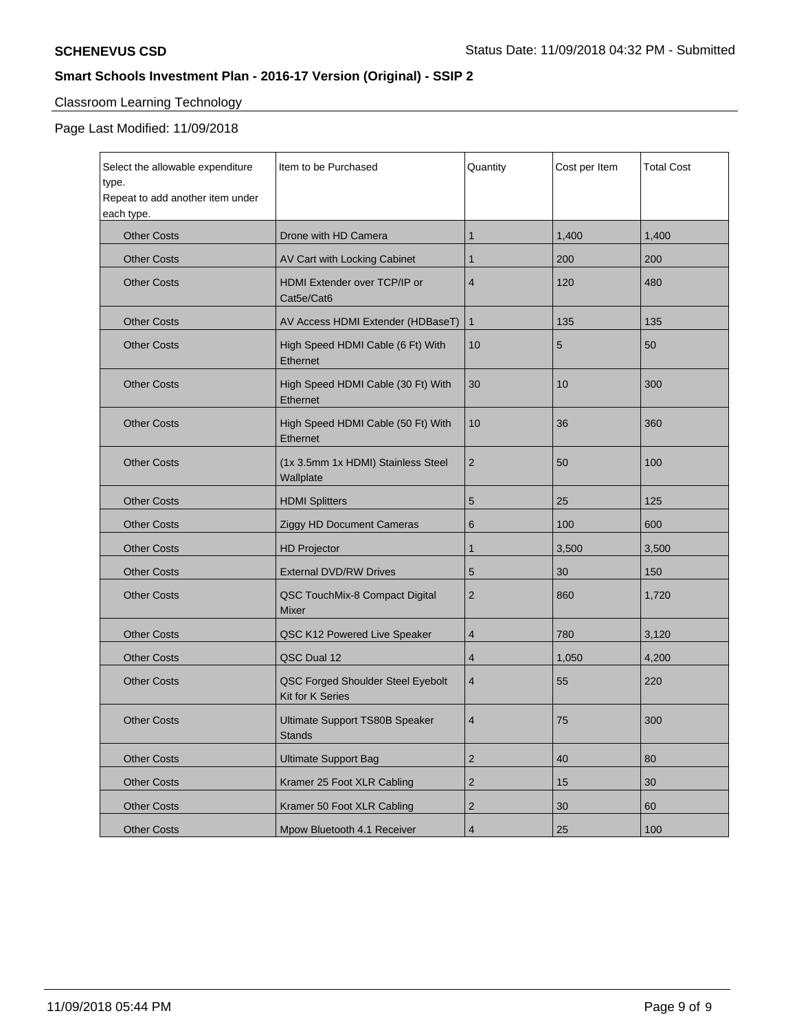**SCHENEVUS CSD** Status Date: 11/09/2018 04:32 PM - Submitted

**Smart Schools Investment Plan - 2016-17 Version (Original) - SSIP 2**

Classroom Learning Technology

Page Last Modified: 11/09/2018

| Select the allowable expenditure type. Repeat to add another item under each type. | Item to be Purchased | Quantity | Cost per Item | Total Cost |
|---|---|---|---|---|
| Other Costs | Drone with HD Camera | 1 | 1,400 | 1,400 |
| Other Costs | AV Cart with Locking Cabinet | 1 | 200 | 200 |
| Other Costs | HDMI Extender over TCP/IP or Cat5e/Cat6 | 4 | 120 | 480 |
| Other Costs | AV Access HDMI Extender (HDBaseT) | 1 | 135 | 135 |
| Other Costs | High Speed HDMI Cable (6 Ft) With Ethernet | 10 | 5 | 50 |
| Other Costs | High Speed HDMI Cable (30 Ft) With Ethernet | 30 | 10 | 300 |
| Other Costs | High Speed HDMI Cable (50 Ft) With Ethernet | 10 | 36 | 360 |
| Other Costs | (1x 3.5mm 1x HDMI) Stainless Steel Wallplate | 2 | 50 | 100 |
| Other Costs | HDMI Splitters | 5 | 25 | 125 |
| Other Costs | Ziggy HD Document Cameras | 6 | 100 | 600 |
| Other Costs | HD Projector | 1 | 3,500 | 3,500 |
| Other Costs | External DVD/RW Drives | 5 | 30 | 150 |
| Other Costs | QSC TouchMix-8 Compact Digital Mixer | 2 | 860 | 1,720 |
| Other Costs | QSC K12 Powered Live Speaker | 4 | 780 | 3,120 |
| Other Costs | QSC Dual 12 | 4 | 1,050 | 4,200 |
| Other Costs | QSC Forged Shoulder Steel Eyebolt Kit for K Series | 4 | 55 | 220 |
| Other Costs | Ultimate Support TS80B Speaker Stands | 4 | 75 | 300 |
| Other Costs | Ultimate Support Bag | 2 | 40 | 80 |
| Other Costs | Kramer 25 Foot XLR Cabling | 2 | 15 | 30 |
| Other Costs | Kramer 50 Foot XLR Cabling | 2 | 30 | 60 |
| Other Costs | Mpow Bluetooth 4.1 Receiver | 4 | 25 | 100 |